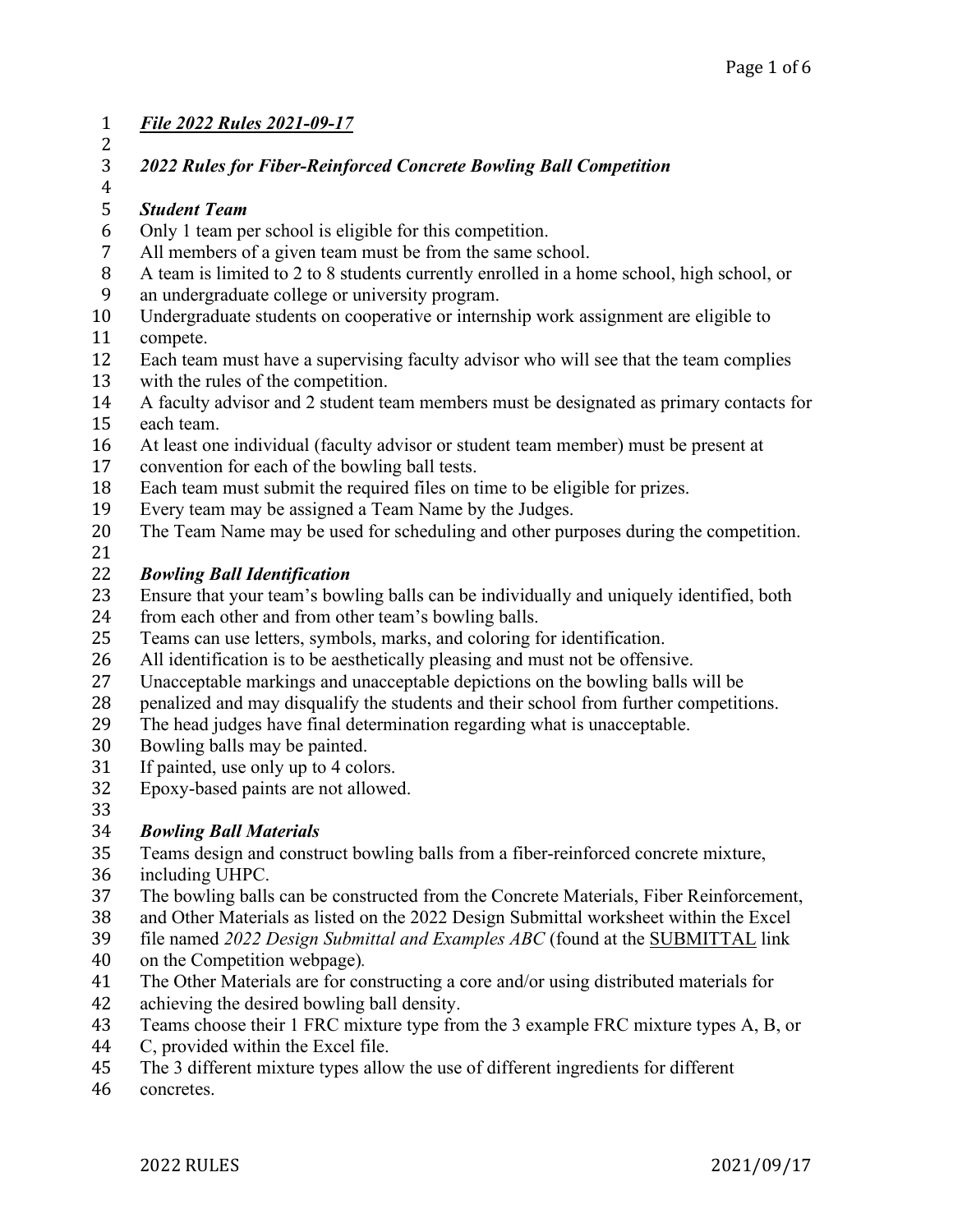***File 2022 Rules 2021-09-17***

## *2022 Rules for Fiber-Reinforced Concrete Bowling Ball Competition*

### *Student Team*

Only 1 team per school is eligible for this competition.
All members of a given team must be from the same school.
A team is limited to 2 to 8 students currently enrolled in a home school, high school, or an undergraduate college or university program.
Undergraduate students on cooperative or internship work assignment are eligible to compete.
Each team must have a supervising faculty advisor who will see that the team complies with the rules of the competition.
A faculty advisor and 2 student team members must be designated as primary contacts for each team.
At least one individual (faculty advisor or student team member) must be present at convention for each of the bowling ball tests.
Each team must submit the required files on time to be eligible for prizes.
Every team may be assigned a Team Name by the Judges.
The Team Name may be used for scheduling and other purposes during the competition.

### *Bowling Ball Identification*

Ensure that your team's bowling balls can be individually and uniquely identified, both from each other and from other team's bowling balls.
Teams can use letters, symbols, marks, and coloring for identification.
All identification is to be aesthetically pleasing and must not be offensive.
Unacceptable markings and unacceptable depictions on the bowling balls will be penalized and may disqualify the students and their school from further competitions.
The head judges have final determination regarding what is unacceptable.
Bowling balls may be painted.
If painted, use only up to 4 colors.
Epoxy-based paints are not allowed.

### *Bowling Ball Materials*

Teams design and construct bowling balls from a fiber-reinforced concrete mixture, including UHPC.
The bowling balls can be constructed from the Concrete Materials, Fiber Reinforcement, and Other Materials as listed on the 2022 Design Submittal worksheet within the Excel file named *2022 Design Submittal and Examples ABC* (found at the SUBMITTAL link on the Competition webpage).
The Other Materials are for constructing a core and/or using distributed materials for achieving the desired bowling ball density.
Teams choose their 1 FRC mixture type from the 3 example FRC mixture types A, B, or C, provided within the Excel file.
The 3 different mixture types allow the use of different ingredients for different concretes.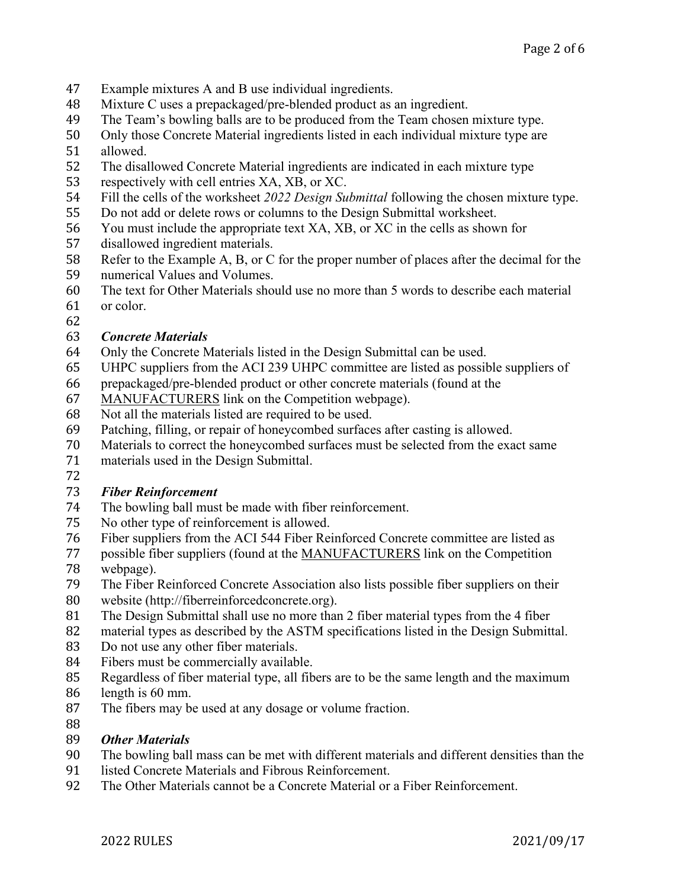Example mixtures A and B use individual ingredients.
Mixture C uses a prepackaged/pre-blended product as an ingredient.
The Team's bowling balls are to be produced from the Team chosen mixture type.
Only those Concrete Material ingredients listed in each individual mixture type are allowed.
The disallowed Concrete Material ingredients are indicated in each mixture type respectively with cell entries XA, XB, or XC.
Fill the cells of the worksheet *2022 Design Submittal* following the chosen mixture type.
Do not add or delete rows or columns to the Design Submittal worksheet.
You must include the appropriate text XA, XB, or XC in the cells as shown for disallowed ingredient materials.
Refer to the Example A, B, or C for the proper number of places after the decimal for the numerical Values and Volumes.
The text for Other Materials should use no more than 5 words to describe each material or color.

### *Concrete Materials*

Only the Concrete Materials listed in the Design Submittal can be used.
UHPC suppliers from the ACI 239 UHPC committee are listed as possible suppliers of prepackaged/pre-blended product or other concrete materials (found at the MANUFACTURERS link on the Competition webpage).
Not all the materials listed are required to be used.
Patching, filling, or repair of honeycombed surfaces after casting is allowed.
Materials to correct the honeycombed surfaces must be selected from the exact same materials used in the Design Submittal.

### *Fiber Reinforcement*

The bowling ball must be made with fiber reinforcement.
No other type of reinforcement is allowed.
Fiber suppliers from the ACI 544 Fiber Reinforced Concrete committee are listed as possible fiber suppliers (found at the MANUFACTURERS link on the Competition webpage).
The Fiber Reinforced Concrete Association also lists possible fiber suppliers on their website (http://fiberreinforcedconcrete.org).
The Design Submittal shall use no more than 2 fiber material types from the 4 fiber material types as described by the ASTM specifications listed in the Design Submittal.
Do not use any other fiber materials.
Fibers must be commercially available.
Regardless of fiber material type, all fibers are to be the same length and the maximum length is 60 mm.
The fibers may be used at any dosage or volume fraction.

### *Other Materials*

The bowling ball mass can be met with different materials and different densities than the listed Concrete Materials and Fibrous Reinforcement.
The Other Materials cannot be a Concrete Material or a Fiber Reinforcement.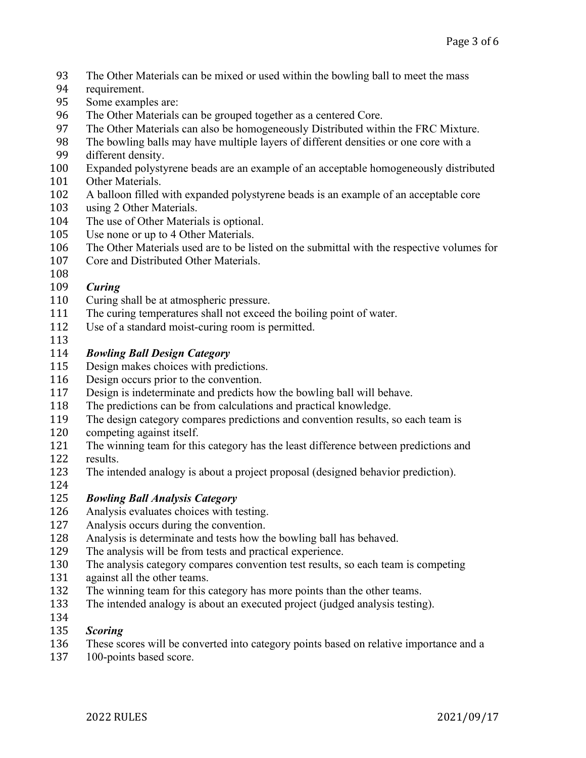The Other Materials can be mixed or used within the bowling ball to meet the mass requirement.

Some examples are:

The Other Materials can be grouped together as a centered Core.

The Other Materials can also be homogeneously Distributed within the FRC Mixture.

The bowling balls may have multiple layers of different densities or one core with a different density.

Expanded polystyrene beads are an example of an acceptable homogeneously distributed Other Materials.

A balloon filled with expanded polystyrene beads is an example of an acceptable core using 2 Other Materials.

The use of Other Materials is optional.

Use none or up to 4 Other Materials.

The Other Materials used are to be listed on the submittal with the respective volumes for Core and Distributed Other Materials.

### *Curing*

Curing shall be at atmospheric pressure.

The curing temperatures shall not exceed the boiling point of water.

Use of a standard moist-curing room is permitted.

### *Bowling Ball Design Category*

Design makes choices with predictions.

Design occurs prior to the convention.

Design is indeterminate and predicts how the bowling ball will behave.

The predictions can be from calculations and practical knowledge.

The design category compares predictions and convention results, so each team is competing against itself.

The winning team for this category has the least difference between predictions and results.

The intended analogy is about a project proposal (designed behavior prediction).

### *Bowling Ball Analysis Category*

Analysis evaluates choices with testing.

Analysis occurs during the convention.

Analysis is determinate and tests how the bowling ball has behaved.

The analysis will be from tests and practical experience.

The analysis category compares convention test results, so each team is competing against all the other teams.

The winning team for this category has more points than the other teams.

The intended analogy is about an executed project (judged analysis testing).

### *Scoring*

These scores will be converted into category points based on relative importance and a 100-points based score.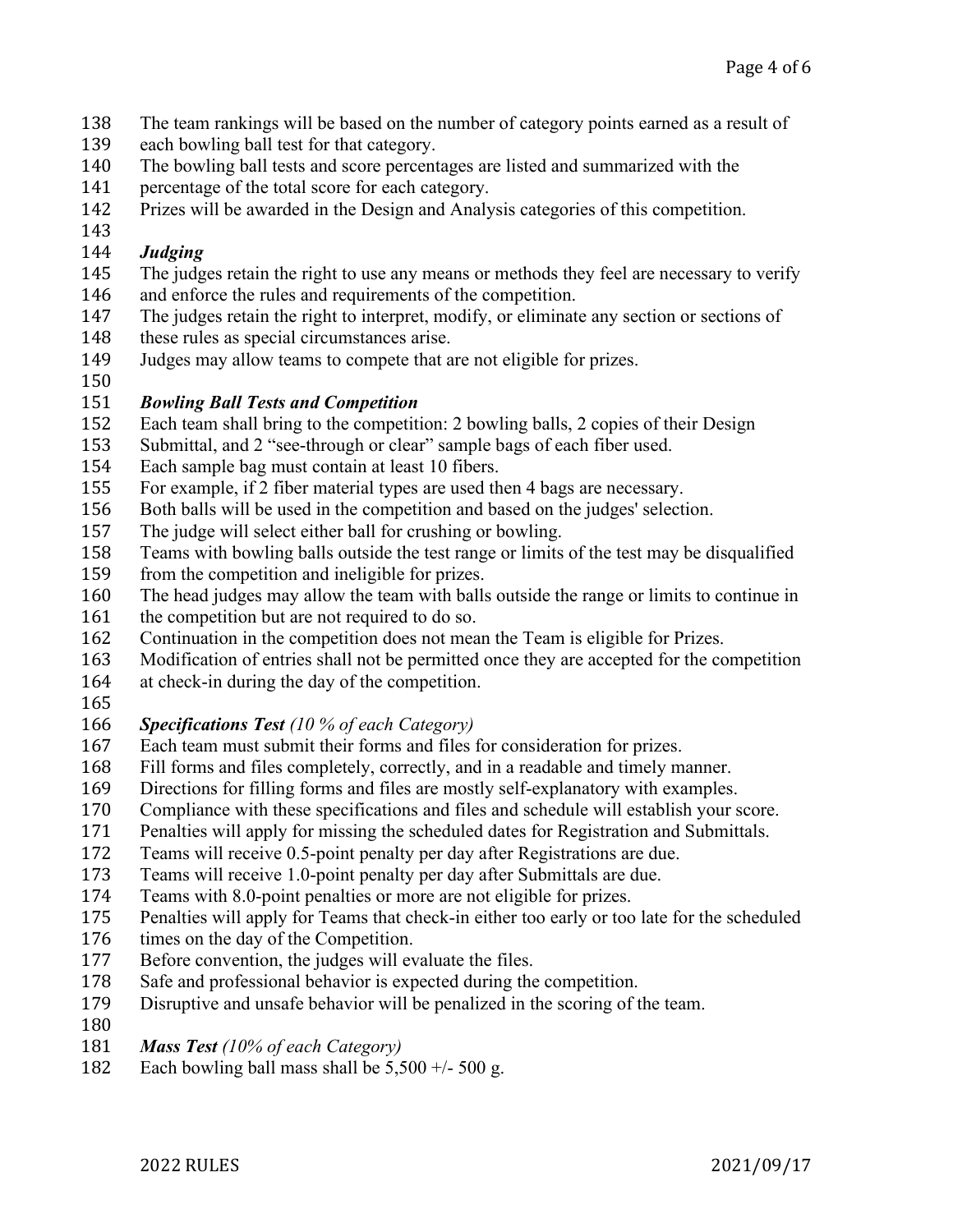The team rankings will be based on the number of category points earned as a result of each bowling ball test for that category.
The bowling ball tests and score percentages are listed and summarized with the percentage of the total score for each category.
Prizes will be awarded in the Design and Analysis categories of this competition.

### *Judging*

The judges retain the right to use any means or methods they feel are necessary to verify and enforce the rules and requirements of the competition.
The judges retain the right to interpret, modify, or eliminate any section or sections of these rules as special circumstances arise.
Judges may allow teams to compete that are not eligible for prizes.

### *Bowling Ball Tests and Competition*

Each team shall bring to the competition: 2 bowling balls, 2 copies of their Design Submittal, and 2 "see-through or clear" sample bags of each fiber used.
Each sample bag must contain at least 10 fibers.
For example, if 2 fiber material types are used then 4 bags are necessary.
Both balls will be used in the competition and based on the judges' selection.
The judge will select either ball for crushing or bowling.
Teams with bowling balls outside the test range or limits of the test may be disqualified from the competition and ineligible for prizes.
The head judges may allow the team with balls outside the range or limits to continue in the competition but are not required to do so.
Continuation in the competition does not mean the Team is eligible for Prizes.
Modification of entries shall not be permitted once they are accepted for the competition at check-in during the day of the competition.

### *Specifications Test (10 % of each Category)*

Each team must submit their forms and files for consideration for prizes.
Fill forms and files completely, correctly, and in a readable and timely manner.
Directions for filling forms and files are mostly self-explanatory with examples.
Compliance with these specifications and files and schedule will establish your score.
Penalties will apply for missing the scheduled dates for Registration and Submittals.
Teams will receive 0.5-point penalty per day after Registrations are due.
Teams will receive 1.0-point penalty per day after Submittals are due.
Teams with 8.0-point penalties or more are not eligible for prizes.
Penalties will apply for Teams that check-in either too early or too late for the scheduled times on the day of the Competition.
Before convention, the judges will evaluate the files.
Safe and professional behavior is expected during the competition.
Disruptive and unsafe behavior will be penalized in the scoring of the team.

### *Mass Test (10% of each Category)*

Each bowling ball mass shall be 5,500 +/- 500 g.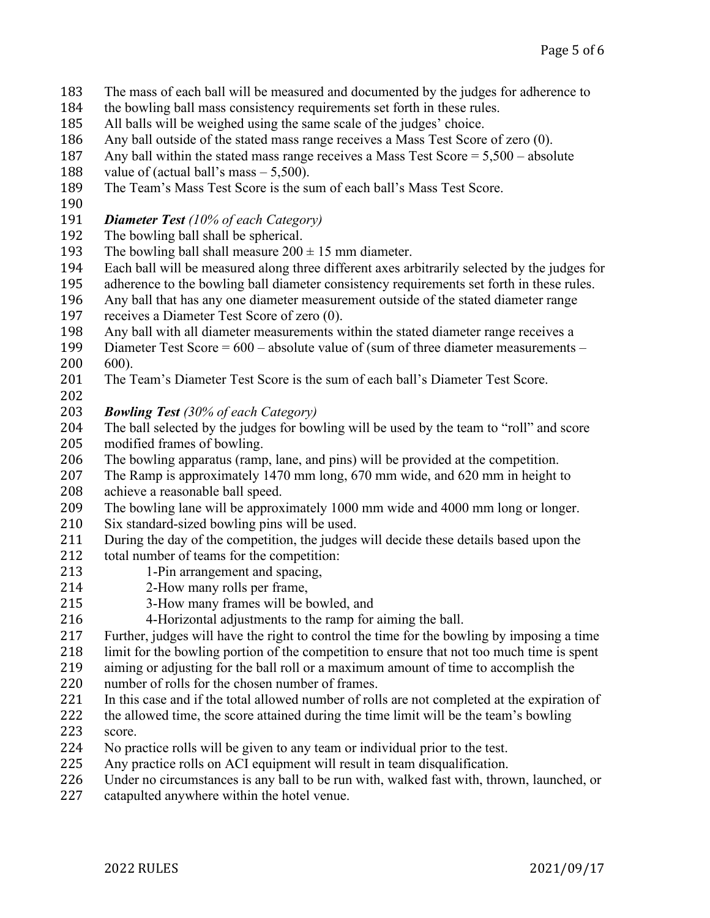The mass of each ball will be measured and documented by the judges for adherence to the bowling ball mass consistency requirements set forth in these rules.
All balls will be weighed using the same scale of the judges' choice.
Any ball outside of the stated mass range receives a Mass Test Score of zero (0).
Any ball within the stated mass range receives a Mass Test Score = 5,500 – absolute value of (actual ball's mass – 5,500).
The Team's Mass Test Score is the sum of each ball's Mass Test Score.

***Diameter Test*** *(10% of each Category)*
The bowling ball shall be spherical.
The bowling ball shall measure 200 ± 15 mm diameter.
Each ball will be measured along three different axes arbitrarily selected by the judges for adherence to the bowling ball diameter consistency requirements set forth in these rules.
Any ball that has any one diameter measurement outside of the stated diameter range receives a Diameter Test Score of zero (0).
Any ball with all diameter measurements within the stated diameter range receives a Diameter Test Score = 600 – absolute value of (sum of three diameter measurements – 600).
The Team's Diameter Test Score is the sum of each ball's Diameter Test Score.

***Bowling Test*** *(30% of each Category)*
The ball selected by the judges for bowling will be used by the team to "roll" and score modified frames of bowling.
The bowling apparatus (ramp, lane, and pins) will be provided at the competition.
The Ramp is approximately 1470 mm long, 670 mm wide, and 620 mm in height to achieve a reasonable ball speed.
The bowling lane will be approximately 1000 mm wide and 4000 mm long or longer.
Six standard-sized bowling pins will be used.
During the day of the competition, the judges will decide these details based upon the total number of teams for the competition:

1-Pin arrangement and spacing,
2-How many rolls per frame,
3-How many frames will be bowled, and
4-Horizontal adjustments to the ramp for aiming the ball.

Further, judges will have the right to control the time for the bowling by imposing a time limit for the bowling portion of the competition to ensure that not too much time is spent aiming or adjusting for the ball roll or a maximum amount of time to accomplish the number of rolls for the chosen number of frames.
In this case and if the total allowed number of rolls are not completed at the expiration of the allowed time, the score attained during the time limit will be the team's bowling score.
No practice rolls will be given to any team or individual prior to the test.
Any practice rolls on ACI equipment will result in team disqualification.
Under no circumstances is any ball to be run with, walked fast with, thrown, launched, or catapulted anywhere within the hotel venue.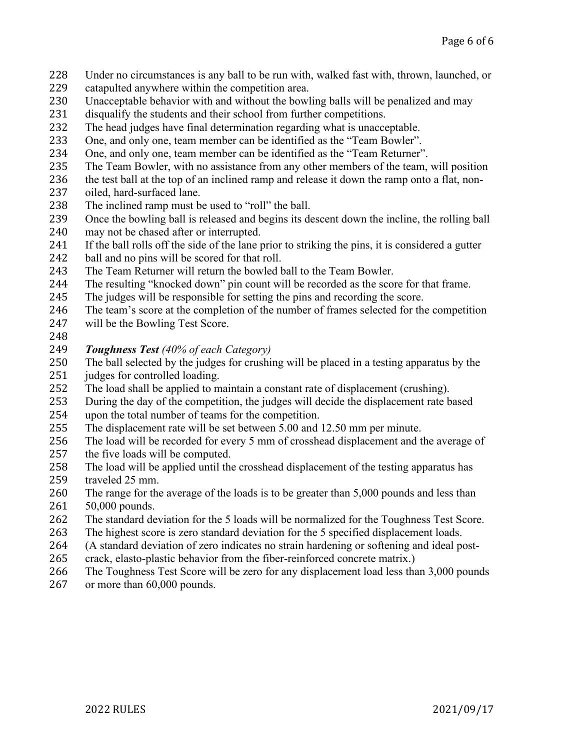Under no circumstances is any ball to be run with, walked fast with, thrown, launched, or catapulted anywhere within the competition area.
Unacceptable behavior with and without the bowling balls will be penalized and may disqualify the students and their school from further competitions.
The head judges have final determination regarding what is unacceptable.
One, and only one, team member can be identified as the "Team Bowler".
One, and only one, team member can be identified as the "Team Returner".
The Team Bowler, with no assistance from any other members of the team, will position the test ball at the top of an inclined ramp and release it down the ramp onto a flat, non-oiled, hard-surfaced lane.
The inclined ramp must be used to "roll" the ball.
Once the bowling ball is released and begins its descent down the incline, the rolling ball may not be chased after or interrupted.
If the ball rolls off the side of the lane prior to striking the pins, it is considered a gutter ball and no pins will be scored for that roll.
The Team Returner will return the bowled ball to the Team Bowler.
The resulting "knocked down" pin count will be recorded as the score for that frame.
The judges will be responsible for setting the pins and recording the score.
The team's score at the completion of the number of frames selected for the competition will be the Bowling Test Score.

***Toughness Test*** *(40% of each Category)*

The ball selected by the judges for crushing will be placed in a testing apparatus by the judges for controlled loading.
The load shall be applied to maintain a constant rate of displacement (crushing).
During the day of the competition, the judges will decide the displacement rate based upon the total number of teams for the competition.
The displacement rate will be set between 5.00 and 12.50 mm per minute.
The load will be recorded for every 5 mm of crosshead displacement and the average of the five loads will be computed.
The load will be applied until the crosshead displacement of the testing apparatus has traveled 25 mm.
The range for the average of the loads is to be greater than 5,000 pounds and less than 50,000 pounds.
The standard deviation for the 5 loads will be normalized for the Toughness Test Score.
The highest score is zero standard deviation for the 5 specified displacement loads.
(A standard deviation of zero indicates no strain hardening or softening and ideal post-crack, elasto-plastic behavior from the fiber-reinforced concrete matrix.)
The Toughness Test Score will be zero for any displacement load less than 3,000 pounds or more than 60,000 pounds.